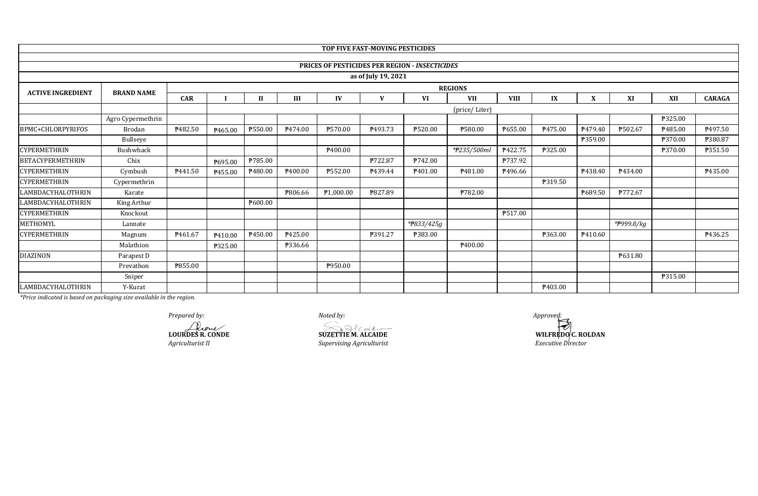**TOP FIVE FAST-MOVING PESTICIDES**

**PRICES OF PESTICIDES PER REGION - *INSECTICIDES***

**as of July 19, 2021**

| ACTIVE INGREDIENT | BRAND NAME | REGIONS | | | | | | | | | | | | | |
|---|---|---|---|---|---|---|---|---|---|---|---|---|---|---|---|
| | | CAR | I | II | III | IV | V | VI | VII | VIII | IX | X | XI | XII | CARAGA |
| | | | (price/ Liter) | | | | | | | | | | | | |
| | Agro Cypermethrin | | | | | | | | | | | | | ₱325.00 | |
| BPMC+CHLORPYRIFOS | Brodan | ₱482.50 | ₱465.00 | ₱550.00 | ₱474.00 | ₱570.00 | ₱493.73 | ₱520.00 | ₱580.00 | ₱655.00 | ₱475.00 | ₱479.40 | ₱502.67 | ₱485.00 | ₱497.50 |
| | Bullseye | | | | | | | | | | | ₱359.00 | | ₱370.00 | ₱380.87 |
| CYPERMETHRIN | Bushwhack | | | | | ₱400.00 | | | *₱235/500ml | ₱422.75 | ₱325.00 | | | ₱370.00 | ₱351.50 |
| BETACYPERMETHRIN | Chix | | ₱695.00 | ₱785.00 | | | ₱722.87 | ₱742.00 | | ₱737.92 | | | | | |
| CYPERMETHRIN | Cymbush | ₱441.50 | ₱455.00 | ₱480.00 | ₱400.00 | ₱552.00 | ₱439.44 | ₱401.00 | ₱481.00 | ₱496.66 | | ₱438.40 | ₱434.00 | | ₱435.00 |
| CYPERMETHRIN | Cypermethrin | | | | | | | | | | ₱319.50 | | | | |
| LAMBDACYHALOTHRIN | Karate | | | | ₱806.66 | ₱1,000.00 | ₱827.89 | | ₱782.00 | | | ₱689.50 | ₱772.67 | | |
| LAMBDACYHALOTHRIN | King Arthur | | | ₱600.00 | | | | | | | | | | | |
| CYPERMETHRIN | Knockout | | | | | | | | | ₱517.00 | | | | | |
| METHOMYL | Lannate | | | | | | | *₱833/425g | | | | | *₱999.8/kg | | |
| CYPERMETHRIN | Magnum | ₱461.67 | ₱410.00 | ₱450.00 | ₱425.00 | | ₱391.27 | ₱383.00 | | | ₱363.00 | ₱410.60 | | | ₱436.25 |
| | Malathion | | ₱325.00 | | ₱336.66 | | | | ₱400.00 | | | | | | |
| DIAZINON | Parapest D | | | | | | | | | | | | ₱631.80 | | |
| | Prevathon | ₱855.00 | | | | ₱950.00 | | | | | | | | | |
| | Sniper | | | | | | | | | | | | | ₱315.00 | |
| LAMBDACYHALOTHRIN | Y-Kurat | | | | | | | | | | ₱403.00 | | | | |

*\*Price indicated is based on packaging size available in the region.*

*Prepared by:*
**LOURDES R. CONDE**
*Agriculturist II*

*Noted by:*
**SUZETTIE M. ALCAIDE**
*Supervising Agriculturist*

*Approved:*
**WILFREDO C. ROLDAN**
*Executive Director*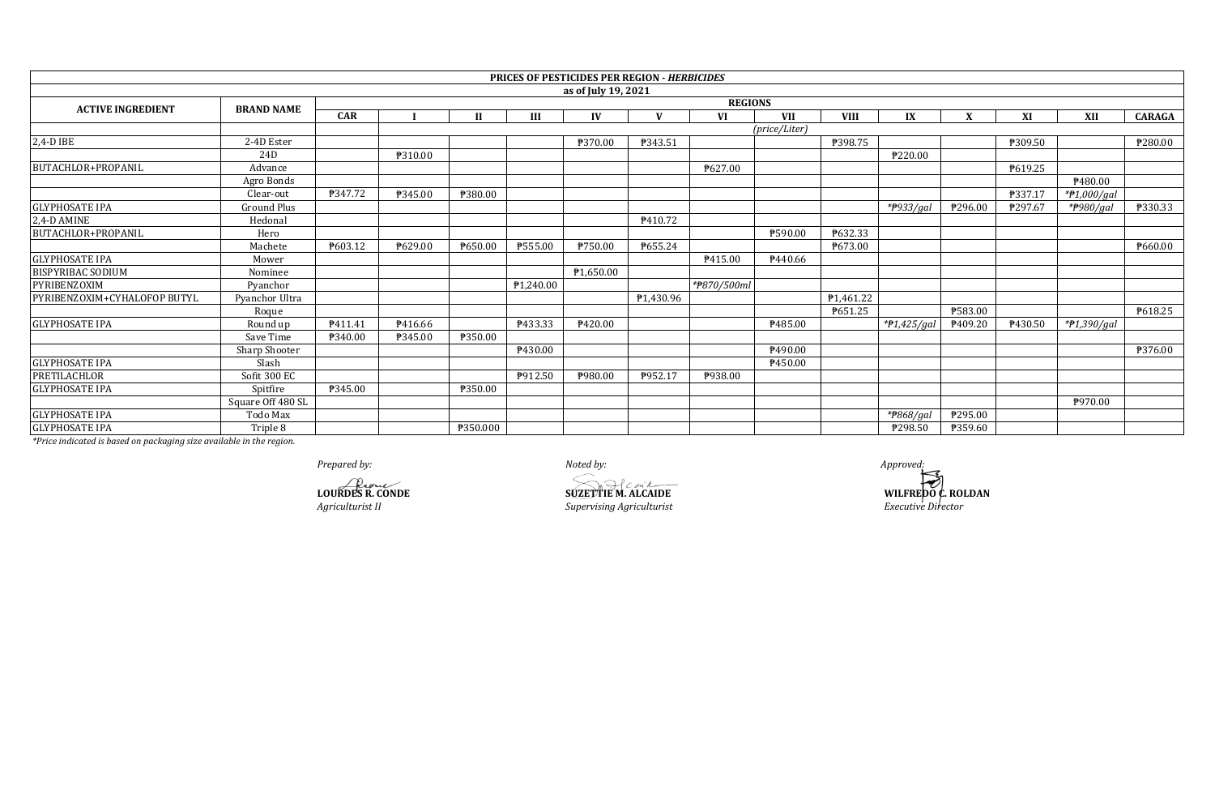| PRICES OF PESTICIDES PER REGION - *HERBICIDES* | | | | | | | | | | | | | | | | |
|---|---|---|---|---|---|---|---|---|---|---|---|---|---|---|---|---|
| as of July 19, 2021 | | | | | | | | | | | | | | | | |
| ACTIVE INGREDIENT | BRAND NAME | REGIONS | | | | | | | | | | | | | | |
| | | CAR | I | II | III | IV | V | VI | VII | VIII | IX | X | XI | XII | CARAGA |
| | | (price/Liter) | | | | | | | | | | | | | |
| 2,4-D IBE | 2-4D Ester | | | | | ₱370.00 | ₱343.51 | | | ₱398.75 | | | ₱309.50 | | ₱280.00 |
| | 24D | | ₱310.00 | | | | | | | | ₱220.00 | | | | |
| BUTACHLOR+PROPANIL | Advance | | | | | | | ₱627.00 | | | | | ₱619.25 | | |
| | Agro Bonds | | | | | | | | | | | | | ₱480.00 | |
| | Clear-out | ₱347.72 | ₱345.00 | ₱380.00 | | | | | | | | | ₱337.17 | *₱1,000/gal* | |
| GLYPHOSATE IPA | Ground Plus | | | | | | | | | | *₱933/gal* | ₱296.00 | ₱297.67 | *₱980/gal* | ₱330.33 |
| 2,4-D AMINE | Hedonal | | | | | | ₱410.72 | | | | | | | | |
| BUTACHLOR+PROPANIL | Hero | | | | | | | | ₱590.00 | ₱632.33 | | | | | |
| | Machete | ₱603.12 | ₱629.00 | ₱650.00 | ₱555.00 | ₱750.00 | ₱655.24 | | | ₱673.00 | | | | | ₱660.00 |
| GLYPHOSATE IPA | Mower | | | | | | | ₱415.00 | ₱440.66 | | | | | | |
| BISPYRIBAC SODIUM | Nominee | | | | | ₱1,650.00 | | | | | | | | | |
| PYRIBENZOXIM | Pyanchor | | | | ₱1,240.00 | | | *₱870/500ml* | | | | | | | |
| PYRIBENZOXIM+CYHALOFOP BUTYL | Pyanchor Ultra | | | | | | ₱1,430.96 | | | ₱1,461.22 | | | | | |
| | Roque | | | | | | | | | ₱651.25 | | ₱583.00 | | | ₱618.25 |
| GLYPHOSATE IPA | Round up | ₱411.41 | ₱416.66 | | ₱433.33 | ₱420.00 | | | ₱485.00 | | *₱1,425/gal* | ₱409.20 | ₱430.50 | *₱1,390/gal* | |
| | Save Time | ₱340.00 | ₱345.00 | ₱350.00 | | | | | | | | | | | |
| | Sharp Shooter | | | | ₱430.00 | | | | ₱490.00 | | | | | | ₱376.00 |
| GLYPHOSATE IPA | Slash | | | | | | | | ₱450.00 | | | | | | |
| PRETILACHLOR | Sofit 300 EC | | | | ₱912.50 | ₱980.00 | ₱952.17 | ₱938.00 | | | | | | | |
| GLYPHOSATE IPA | Spitfire | ₱345.00 | | ₱350.00 | | | | | | | | | | | |
| | Square Off 480 SL | | | | | | | | | | | | | ₱970.00 | |
| GLYPHOSATE IPA | Todo Max | | | | | | | | | | *₱868/gal* | ₱295.00 | | | |
| GLYPHOSATE IPA | Triple 8 | | | ₱350.000 | | | | | | | ₱298.50 | ₱359.60 | | | |

*\*Price indicated is based on packaging size available in the region.*

*Prepared by:*

**LOURDES R. CONDE**
*Agriculturist II*

*Noted by:*

**SUZETTIE M. ALCAIDE**
*Supervising Agriculturist*

*Approved:*

**WILFREDO C. ROLDAN**
*Executive Director*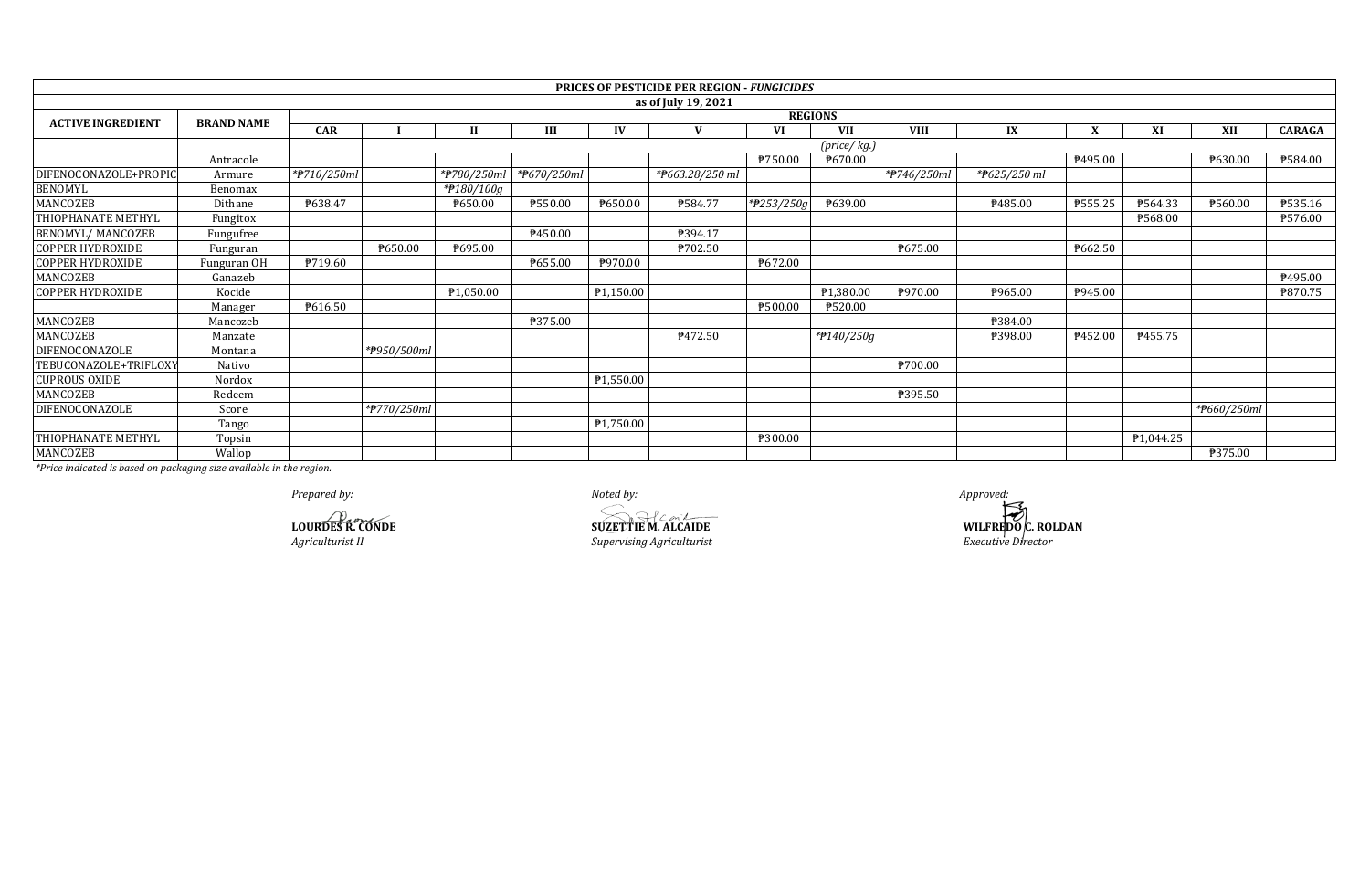**PRICES OF PESTICIDE PER REGION - *FUNGICIDES***

**as of July 19, 2021**

| ACTIVE INGREDIENT | BRAND NAME | REGIONS | | | | | | | | | | | | | |
|---|---|---|---|---|---|---|---|---|---|---|---|---|---|---|---|
| | | CAR | I | II | III | IV | V | VI | VII | VIII | IX | X | XI | XII | CARAGA |
| | | | | | | | | | *(price/ kg.)* | | | | | | |
| | Antracole | | | | | | | ₱750.00 | ₱670.00 | | | ₱495.00 | | ₱630.00 | ₱584.00 |
| DIFENOCONAZOLE+PROPIC | Armure | *₱710/250ml* | | *₱780/250ml* | *₱670/250ml* | | *₱663.28/250 ml* | | | *₱746/250ml* | *₱625/250 ml* | | | | |
| BENOMYL | Benomax | | | *₱180/100g* | | | | | | | | | | | |
| MANCOZEB | Dithane | ₱638.47 | | ₱650.00 | ₱550.00 | ₱650.00 | ₱584.77 | *₱253/250g* | ₱639.00 | | ₱485.00 | ₱555.25 | ₱564.33 | ₱560.00 | ₱535.16 |
| THIOPHANATE METHYL | Fungitox | | | | | | | | | | | | ₱568.00 | | ₱576.00 |
| BENOMYL/ MANCOZEB | Fungufree | | | | ₱450.00 | | ₱394.17 | | | | | | | | |
| COPPER HYDROXIDE | Funguran | | ₱650.00 | ₱695.00 | | | ₱702.50 | | | ₱675.00 | | ₱662.50 | | | |
| COPPER HYDROXIDE | Funguran OH | ₱719.60 | | | ₱655.00 | ₱970.00 | | ₱672.00 | | | | | | | |
| MANCOZEB | Ganazeb | | | | | | | | | | | | | | ₱495.00 |
| COPPER HYDROXIDE | Kocide | | | ₱1,050.00 | | ₱1,150.00 | | | ₱1,380.00 | ₱970.00 | ₱965.00 | ₱945.00 | | | ₱870.75 |
| | Manager | ₱616.50 | | | | | | ₱500.00 | ₱520.00 | | | | | | |
| MANCOZEB | Mancozeb | | | | ₱375.00 | | | | | | ₱384.00 | | | | |
| MANCOZEB | Manzate | | | | | | ₱472.50 | | *₱140/250g* | | ₱398.00 | ₱452.00 | ₱455.75 | | |
| DIFENOCONAZOLE | Montana | | *₱950/500ml* | | | | | | | | | | | | |
| TEBUCONAZOLE+TRIFLOXY | Nativo | | | | | | | | | ₱700.00 | | | | | |
| CUPROUS OXIDE | Nordox | | | | | ₱1,550.00 | | | | | | | | | |
| MANCOZEB | Redeem | | | | | | | | | ₱395.50 | | | | | |
| DIFENOCONAZOLE | Score | | *₱770/250ml* | | | | | | | | | | | *₱660/250ml* | |
| | Tango | | | | | ₱1,750.00 | | | | | | | | | |
| THIOPHANATE METHYL | Topsin | | | | | | | ₱300.00 | | | | | ₱1,044.25 | | |
| MANCOZEB | Wallop | | | | | | | | | | | | | ₱375.00 | |

*\*Price indicated is based on packaging size available in the region.*

*Prepared by:*

**LOURDES R. CONDE**
*Agriculturist II*

*Noted by:*

**SUZETTIE M. ALCAIDE**
*Supervising Agriculturist*

*Approved:*

**WILFREDO C. ROLDAN**
*Executive Director*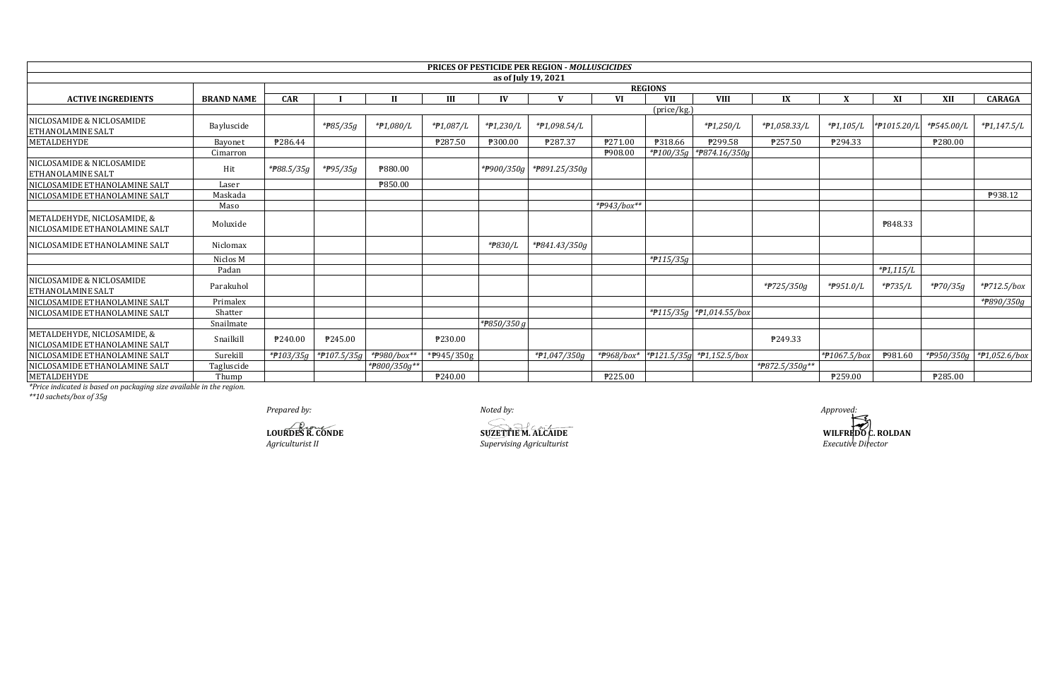| PRICES OF PESTICIDE PER REGION - *MOLLUSCICIDES* | | | | | | | | | | | | | | | |
|---|---|---|---|---|---|---|---|---|---|---|---|---|---|---|---|
| as of July 19, 2021 | | | | | | | | | | | | | | | |
| | | REGIONS | | | | | | | | | | | | | |
| ACTIVE INGREDIENTS | BRAND NAME | CAR | I | II | III | IV | V | VI | VII | VIII | IX | X | XI | XII | CARAGA |
| | | | (price/kg.) | | | | | | | | | | | | |
| NICLOSAMIDE & NICLOSAMIDE ETHANOLAMINE SALT | Bayluscide | | *₱85/35g | *₱1,080/L | *₱1,087/L | *₱1,230/L | *₱1,098.54/L | | | *₱1,250/L | *₱1,058.33/L | *₱1,105/L | *₱1015.20/L | *₱545.00/L | *₱1,147.5/L |
| METALDEHYDE | Bayonet | ₱286.44 | | | ₱287.50 | ₱300.00 | ₱287.37 | ₱271.00 | ₱318.66 | ₱299.58 | ₱257.50 | ₱294.33 | | ₱280.00 | |
| | Cimarron | | | | | | | ₱908.00 | *₱100/35g | *₱874.16/350g | | | | | |
| NICLOSAMIDE & NICLOSAMIDE ETHANOLAMINE SALT | Hit | *₱88.5/35g | *₱95/35g | ₱880.00 | | *₱900/350g | *₱891.25/350g | | | | | | | | |
| NICLOSAMIDE ETHANOLAMINE SALT | Laser | | | ₱850.00 | | | | | | | | | | | |
| NICLOSAMIDE ETHANOLAMINE SALT | Maskada | | | | | | | | | | | | | | ₱938.12 |
| | Maso | | | | | | | *₱943/box** | | | | | | | |
| METALDEHYDE, NICLOSAMIDE, & NICLOSAMIDE ETHANOLAMINE SALT | Moluxide | | | | | | | | | | | | ₱848.33 | | |
| NICLOSAMIDE ETHANOLAMINE SALT | Niclomax | | | | | *₱830/L | *₱841.43/350g | | | | | | | | |
| | Niclos M | | | | | | | | *₱115/35g | | | | | | |
| | Padan | | | | | | | | | | | | *₱1,115/L | | |
| NICLOSAMIDE & NICLOSAMIDE ETHANOLAMINE SALT | Parakuhol | | | | | | | | | | *₱725/350g | *₱951.0/L | *₱735/L | *₱70/35g | *₱712.5/box |
| NICLOSAMIDE ETHANOLAMINE SALT | Primalex | | | | | | | | | | | | | | *₱890/350g |
| NICLOSAMIDE ETHANOLAMINE SALT | Shatter | | | | | | | | *₱115/35g | *₱1,014.55/box | | | | | |
| | Snailmate | | | | | *₱850/350 g | | | | | | | | | |
| METALDEHYDE, NICLOSAMIDE, & NICLOSAMIDE ETHANOLAMINE SALT | Snailkill | ₱240.00 | ₱245.00 | | ₱230.00 | | | | | | ₱249.33 | | | | |
| NICLOSAMIDE ETHANOLAMINE SALT | Surekill | *₱103/35g | *₱107.5/35g | *₱980/box** | *₱945/350g | | *₱1,047/350g | *₱968/box* | *₱121.5/35g | *₱1,152.5/box | | *₱1067.5/box | ₱981.60 | *₱950/350g | *₱1,052.6/box |
| NICLOSAMIDE ETHANOLAMINE SALT | Tagluscide | | | *₱800/350g** | | | | | | | *₱872.5/350g** | | | | |
| METALDEHYDE | Thump | | | | ₱240.00 | | | ₱225.00 | | | | ₱259.00 | | ₱285.00 | |

*\*Price indicated is based on packaging size available in the region.*
*\*\*10 sachets/box of 35g*

*Prepared by:*

**LOURDES R. CONDE**
*Agriculturist II*

*Noted by:*

**SUZETTIE M. ALCAIDE**
*Supervising Agriculturist*

*Approved:*

**WILFREDO C. ROLDAN**
*Executive Director*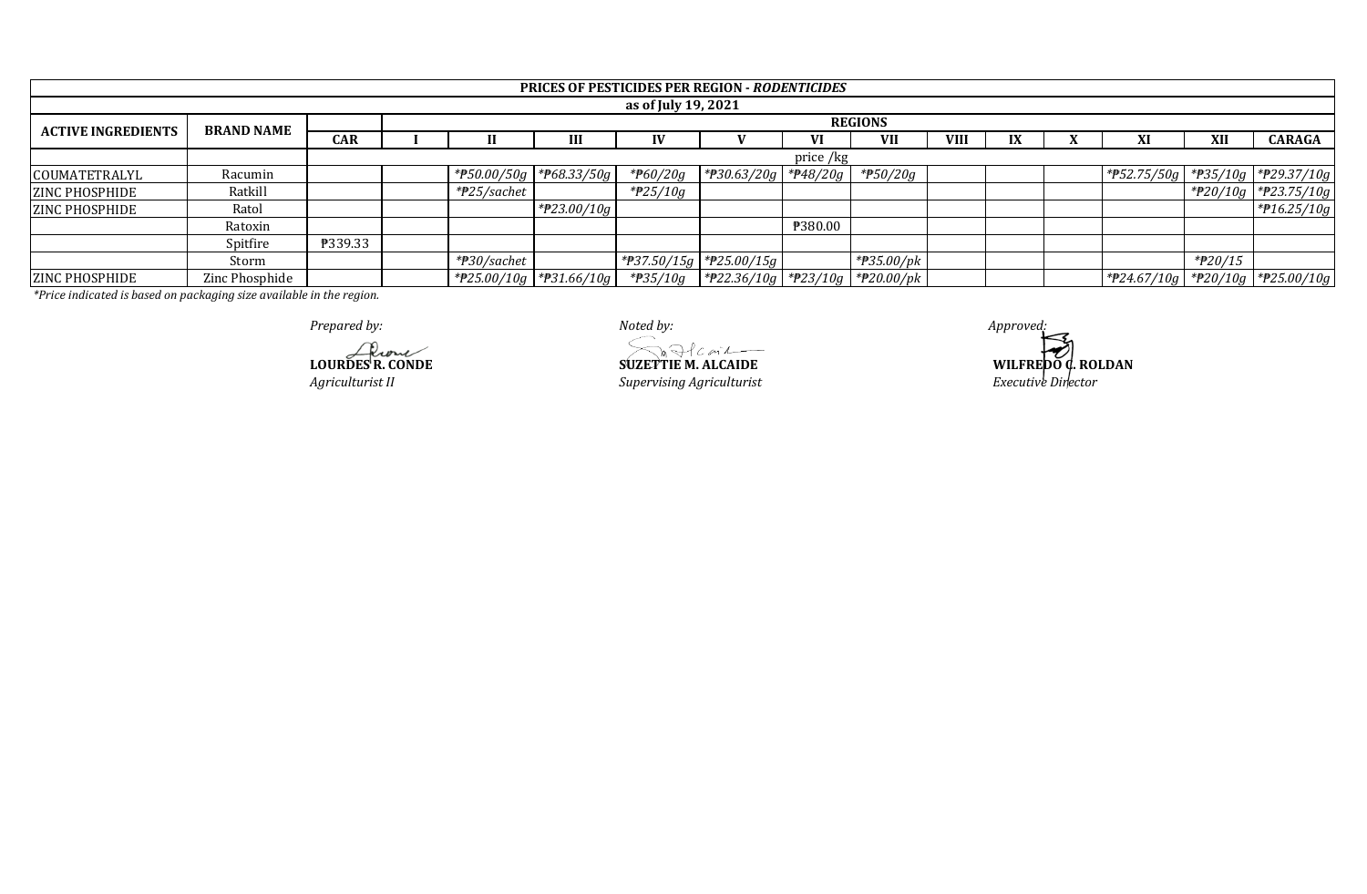| PRICES OF PESTICIDES PER REGION - *RODENTICIDES* | | | | | | | | | | | | | | | | |
|---|---|---|---|---|---|---|---|---|---|---|---|---|---|---|---|---|
| as of July 19, 2021 | | | | | | | | | | | | | | | | |
| ACTIVE INGREDIENTS | BRAND NAME | | REGIONS | | | | | | | | | | | | | |
| | | CAR | I | II | III | IV | V | VI | VII | VIII | IX | X | XI | XII | CARAGA |
| | | price /kg | | | | | | | | | | | | | | |
| COUMATETRALYL | Racumin | | | *₱50.00/50g | *₱68.33/50g | *₱60/20g | *₱30.63/20g | *₱48/20g | *₱50/20g | | | | *₱52.75/50g | *₱35/10g | *₱29.37/10g |
| ZINC PHOSPHIDE | Ratkill | | | *₱25/sachet | | *₱25/10g | | | | | | | | *₱20/10g | *₱23.75/10g |
| ZINC PHOSPHIDE | Ratol | | | | *₱23.00/10g | | | | | | | | | | *₱16.25/10g |
| | Ratoxin | | | | | | | ₱380.00 | | | | | | | |
| | Spitfire | ₱339.33 | | | | | | | | | | | | | |
| | Storm | | | *₱30/sachet | | *₱37.50/15g | *₱25.00/15g | | *₱35.00/pk | | | | | *₱20/15 | |
| ZINC PHOSPHIDE | Zinc Phosphide | | | *₱25.00/10g | *₱31.66/10g | *₱35/10g | *₱22.36/10g | *₱23/10g | *₱20.00/pk | | | | *₱24.67/10g | *₱20/10g | *₱25.00/10g |

*\*Price indicated is based on packaging size available in the region.*

*Prepared by:*

**LOURDES R. CONDE**
*Agriculturist II*

*Noted by:*

**SUZETTIE M. ALCAIDE**
*Supervising Agriculturist*

*Approved:*

**WILFREDO C. ROLDAN**
*Executive Director*